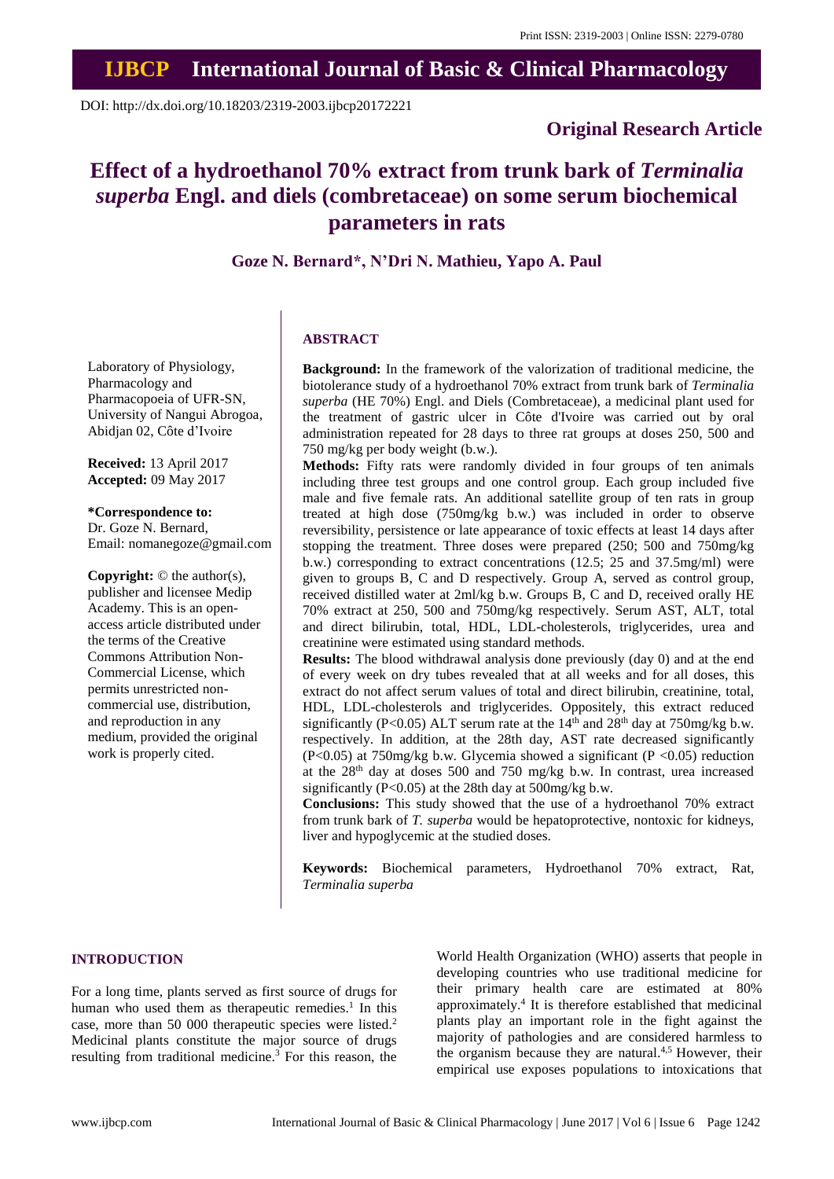# IJBCP International Journal of Basic & Clinical Pharmacology

DOI: http://dx.doi.org/10.18203/2319-2003.ijbcp20172221

## Original Research Article

# Effect of a hydroethanol 70% extract from trunk bark of *Terminalia superba* Engl. and diels (combretaceae) on some serum biochemical parameters in rats

**Goze N. Bernard\*, N'Dri N. Mathieu, Yapo A. Paul**

Laboratory of Physiology, Pharmacology and Pharmacopoeia of UFR-SN, University of Nangui Abrogoa, Abidjan 02, Côte d'Ivoire

**Received:** 13 April 2017
**Accepted:** 09 May 2017

**\*Correspondence to:**
Dr. Goze N. Bernard,
Email: nomanegoze@gmail.com

**Copyright:** © the author(s), publisher and licensee Medip Academy. This is an open-access article distributed under the terms of the Creative Commons Attribution Non-Commercial License, which permits unrestricted non-commercial use, distribution, and reproduction in any medium, provided the original work is properly cited.

## ABSTRACT

**Background:** In the framework of the valorization of traditional medicine, the biotolerance study of a hydroethanol 70% extract from trunk bark of *Terminalia superba* (HE 70%) Engl. and Diels (Combretaceae), a medicinal plant used for the treatment of gastric ulcer in Côte d'Ivoire was carried out by oral administration repeated for 28 days to three rat groups at doses 250, 500 and 750 mg/kg per body weight (b.w.).

**Methods:** Fifty rats were randomly divided in four groups of ten animals including three test groups and one control group. Each group included five male and five female rats. An additional satellite group of ten rats in group treated at high dose (750mg/kg b.w.) was included in order to observe reversibility, persistence or late appearance of toxic effects at least 14 days after stopping the treatment. Three doses were prepared (250; 500 and 750mg/kg b.w.) corresponding to extract concentrations (12.5; 25 and 37.5mg/ml) were given to groups B, C and D respectively. Group A, served as control group, received distilled water at 2ml/kg b.w. Groups B, C and D, received orally HE 70% extract at 250, 500 and 750mg/kg respectively. Serum AST, ALT, total and direct bilirubin, total, HDL, LDL-cholesterols, triglycerides, urea and creatinine were estimated using standard methods.

**Results:** The blood withdrawal analysis done previously (day 0) and at the end of every week on dry tubes revealed that at all weeks and for all doses, this extract do not affect serum values of total and direct bilirubin, creatinine, total, HDL, LDL-cholesterols and triglycerides. Oppositely, this extract reduced significantly ($P<0.05$) ALT serum rate at the 14$^{th}$ and 28$^{th}$ day at 750mg/kg b.w. respectively. In addition, at the 28th day, AST rate decreased significantly ($P<0.05$) at 750mg/kg b.w. Glycemia showed a significant ($P<0.05$) reduction at the 28$^{th}$ day at doses 500 and 750 mg/kg b.w. In contrast, urea increased significantly ($P<0.05$) at the 28th day at 500mg/kg b.w.

**Conclusions:** This study showed that the use of a hydroethanol 70% extract from trunk bark of *T. superba* would be hepatoprotective, nontoxic for kidneys, liver and hypoglycemic at the studied doses.

**Keywords:** Biochemical parameters, Hydroethanol 70% extract, Rat, *Terminalia superba*

## INTRODUCTION

For a long time, plants served as first source of drugs for human who used them as therapeutic remedies.[1] In this case, more than 50 000 therapeutic species were listed.[2] Medicinal plants constitute the major source of drugs resulting from traditional medicine.[3] For this reason, the World Health Organization (WHO) asserts that people in developing countries who use traditional medicine for their primary health care are estimated at 80% approximately.[4] It is therefore established that medicinal plants play an important role in the fight against the majority of pathologies and are considered harmless to the organism because they are natural.[4,5] However, their empirical use exposes populations to intoxications that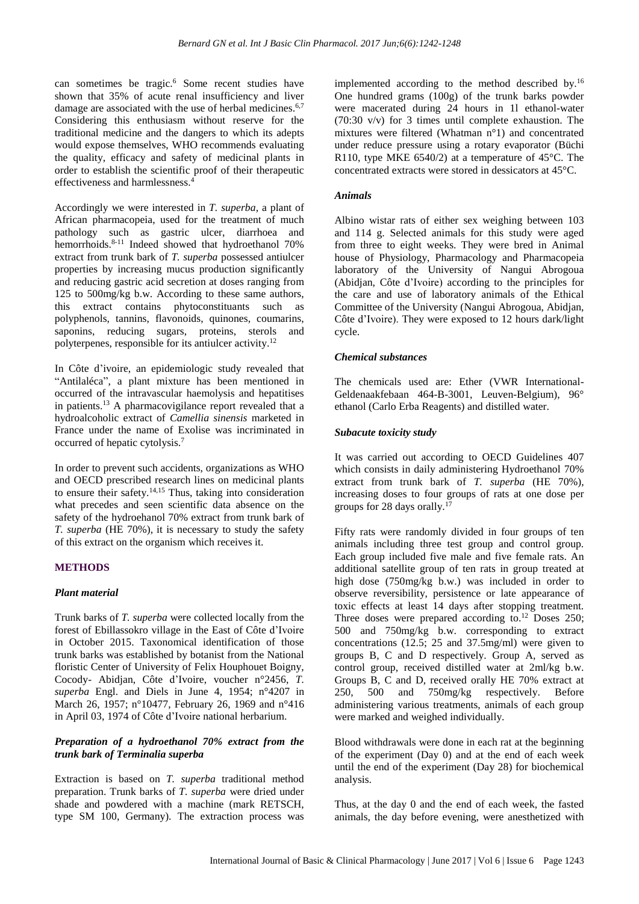can sometimes be tragic.[6] Some recent studies have shown that 35% of acute renal insufficiency and liver damage are associated with the use of herbal medicines.[6,7] Considering this enthusiasm without reserve for the traditional medicine and the dangers to which its adepts would expose themselves, WHO recommends evaluating the quality, efficacy and safety of medicinal plants in order to establish the scientific proof of their therapeutic effectiveness and harmlessness.[4]

Accordingly we were interested in *T. superba*, a plant of African pharmacopeia, used for the treatment of much pathology such as gastric ulcer, diarrhoea and hemorrhoids.[8-11] Indeed showed that hydroethanol 70% extract from trunk bark of *T. superba* possessed antiulcer properties by increasing mucus production significantly and reducing gastric acid secretion at doses ranging from 125 to 500mg/kg b.w. According to these same authors, this extract contains phytoconstituants such as polyphenols, tannins, flavonoids, quinones, coumarins, saponins, reducing sugars, proteins, sterols and polyterpenes, responsible for its antiulcer activity.[12]

In Côte d'ivoire, an epidemiologic study revealed that "Antilaléca", a plant mixture has been mentioned in occurred of the intravascular haemolysis and hepatitises in patients.[13] A pharmacovigilance report revealed that a hydroalcoholic extract of *Camellia sinensis* marketed in France under the name of Exolise was incriminated in occurred of hepatic cytolysis.[7]

In order to prevent such accidents, organizations as WHO and OECD prescribed research lines on medicinal plants to ensure their safety.[14,15] Thus, taking into consideration what precedes and seen scientific data absence on the safety of the hydroehanol 70% extract from trunk bark of *T. superba* (HE 70%), it is necessary to study the safety of this extract on the organism which receives it.

## METHODS

### *Plant material*

Trunk barks of *T. superba* were collected locally from the forest of Ebillassokro village in the East of Côte d'Ivoire in October 2015. Taxonomical identification of those trunk barks was established by botanist from the National floristic Center of University of Felix Houphouet Boigny, Cocody- Abidjan, Côte d'Ivoire, voucher n°2456, *T. superba* Engl. and Diels in June 4, 1954; n°4207 in March 26, 1957; n°10477, February 26, 1969 and n°416 in April 03, 1974 of Côte d'Ivoire national herbarium.

### *Preparation of a hydroethanol 70% extract from the trunk bark of Terminalia superba*

Extraction is based on *T. superba* traditional method preparation. Trunk barks of *T. superba* were dried under shade and powdered with a machine (mark RETSCH, type SM 100, Germany). The extraction process was implemented according to the method described by.[16] One hundred grams (100g) of the trunk barks powder were macerated during 24 hours in 1l ethanol-water (70:30 v/v) for 3 times until complete exhaustion. The mixtures were filtered (Whatman n°1) and concentrated under reduce pressure using a rotary evaporator (Büchi R110, type MKE 6540/2) at a temperature of 45°C. The concentrated extracts were stored in dessicators at 45°C.

### *Animals*

Albino wistar rats of either sex weighing between 103 and 114 g. Selected animals for this study were aged from three to eight weeks. They were bred in Animal house of Physiology, Pharmacology and Pharmacopeia laboratory of the University of Nangui Abrogoua (Abidjan, Côte d'Ivoire) according to the principles for the care and use of laboratory animals of the Ethical Committee of the University (Nangui Abrogoua, Abidjan, Côte d'Ivoire). They were exposed to 12 hours dark/light cycle.

### *Chemical substances*

The chemicals used are: Ether (VWR International-Geldenaakfebaan 464-B-3001, Leuven-Belgium), 96° ethanol (Carlo Erba Reagents) and distilled water.

### *Subacute toxicity study*

It was carried out according to OECD Guidelines 407 which consists in daily administering Hydroethanol 70% extract from trunk bark of *T. superba* (HE 70%), increasing doses to four groups of rats at one dose per groups for 28 days orally.[17]

Fifty rats were randomly divided in four groups of ten animals including three test group and control group. Each group included five male and five female rats. An additional satellite group of ten rats in group treated at high dose (750mg/kg b.w.) was included in order to observe reversibility, persistence or late appearance of toxic effects at least 14 days after stopping treatment. Three doses were prepared according to.[12] Doses 250; 500 and 750mg/kg b.w. corresponding to extract concentrations (12.5; 25 and 37.5mg/ml) were given to groups B, C and D respectively. Group A, served as control group, received distilled water at 2ml/kg b.w. Groups B, C and D, received orally HE 70% extract at 250, 500 and 750mg/kg respectively. Before administering various treatments, animals of each group were marked and weighed individually.

Blood withdrawals were done in each rat at the beginning of the experiment (Day 0) and at the end of each week until the end of the experiment (Day 28) for biochemical analysis.

Thus, at the day 0 and the end of each week, the fasted animals, the day before evening, were anesthetized with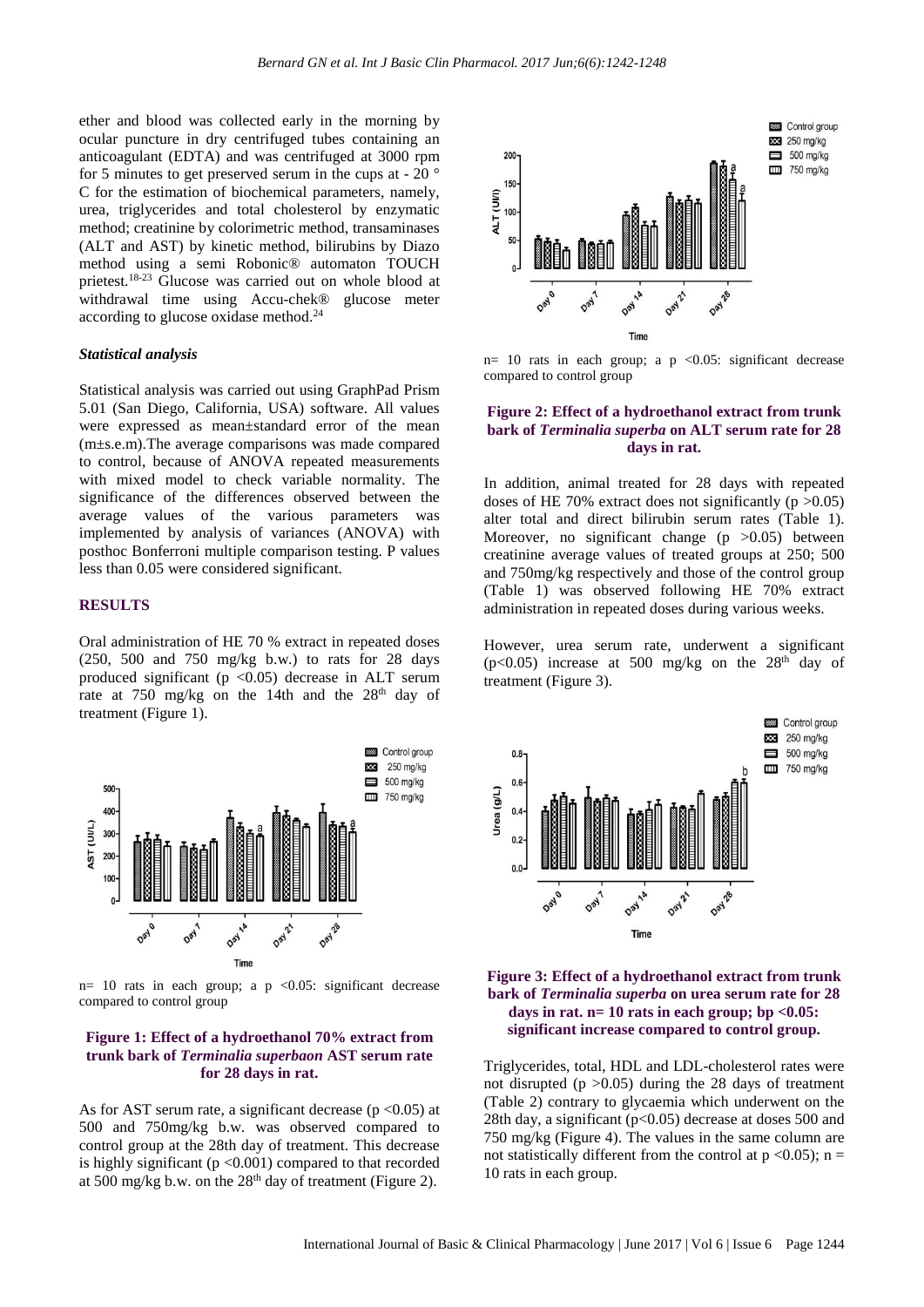ether and blood was collected early in the morning by ocular puncture in dry centrifuged tubes containing an anticoagulant (EDTA) and was centrifuged at 3000 rpm for 5 minutes to get preserved serum in the cups at - 20 ° C for the estimation of biochemical parameters, namely, urea, triglycerides and total cholesterol by enzymatic method; creatinine by colorimetric method, transaminases (ALT and AST) by kinetic method, bilirubins by Diazo method using a semi Robonic® automaton TOUCH prietest.[18-23] Glucose was carried out on whole blood at withdrawal time using Accu-chek® glucose meter according to glucose oxidase method.[24]

### *Statistical analysis*

Statistical analysis was carried out using GraphPad Prism 5.01 (San Diego, California, USA) software. All values were expressed as mean±standard error of the mean (m±s.e.m).The average comparisons was made compared to control, because of ANOVA repeated measurements with mixed model to check variable normality. The significance of the differences observed between the average values of the various parameters was implemented by analysis of variances (ANOVA) with posthoc Bonferroni multiple comparison testing. P values less than 0.05 were considered significant.

## RESULTS

Oral administration of HE 70 % extract in repeated doses (250, 500 and 750 mg/kg b.w.) to rats for 28 days produced significant ($p < 0.05$) decrease in ALT serum rate at 750 mg/kg on the 14th and the 28[th] day of treatment (Figure 1).

n= 10 rats in each group; a p <0.05: significant decrease compared to control group

**Figure 1: Effect of a hydroethanol 70% extract from trunk bark of *Terminalia superbaon* AST serum rate for 28 days in rat.**

As for AST serum rate, a significant decrease ($p < 0.05$) at 500 and 750mg/kg b.w. was observed compared to control group at the 28th day of treatment. This decrease is highly significant ($p < 0.001$) compared to that recorded at 500 mg/kg b.w. on the 28[th] day of treatment (Figure 2).

n= 10 rats in each group; a p <0.05: significant decrease compared to control group

**Figure 2: Effect of a hydroethanol extract from trunk bark of *Terminalia superba* on ALT serum rate for 28 days in rat.**

In addition, animal treated for 28 days with repeated doses of HE 70% extract does not significantly ($p > 0.05$) alter total and direct bilirubin serum rates (Table 1). Moreover, no significant change ($p > 0.05$) between creatinine average values of treated groups at 250; 500 and 750mg/kg respectively and those of the control group (Table 1) was observed following HE 70% extract administration in repeated doses during various weeks.

However, urea serum rate, underwent a significant ($p < 0.05$) increase at 500 mg/kg on the 28[th] day of treatment (Figure 3).

**Figure 3: Effect of a hydroethanol extract from trunk bark of *Terminalia superba* on urea serum rate for 28 days in rat. n= 10 rats in each group; bp <0.05: significant increase compared to control group.**

Triglycerides, total, HDL and LDL-cholesterol rates were not disrupted ($p > 0.05$) during the 28 days of treatment (Table 2) contrary to glycaemia which underwent on the 28th day, a significant ($p < 0.05$) decrease at doses 500 and 750 mg/kg (Figure 4). The values in the same column are not statistically different from the control at $p < 0.05$); n = 10 rats in each group.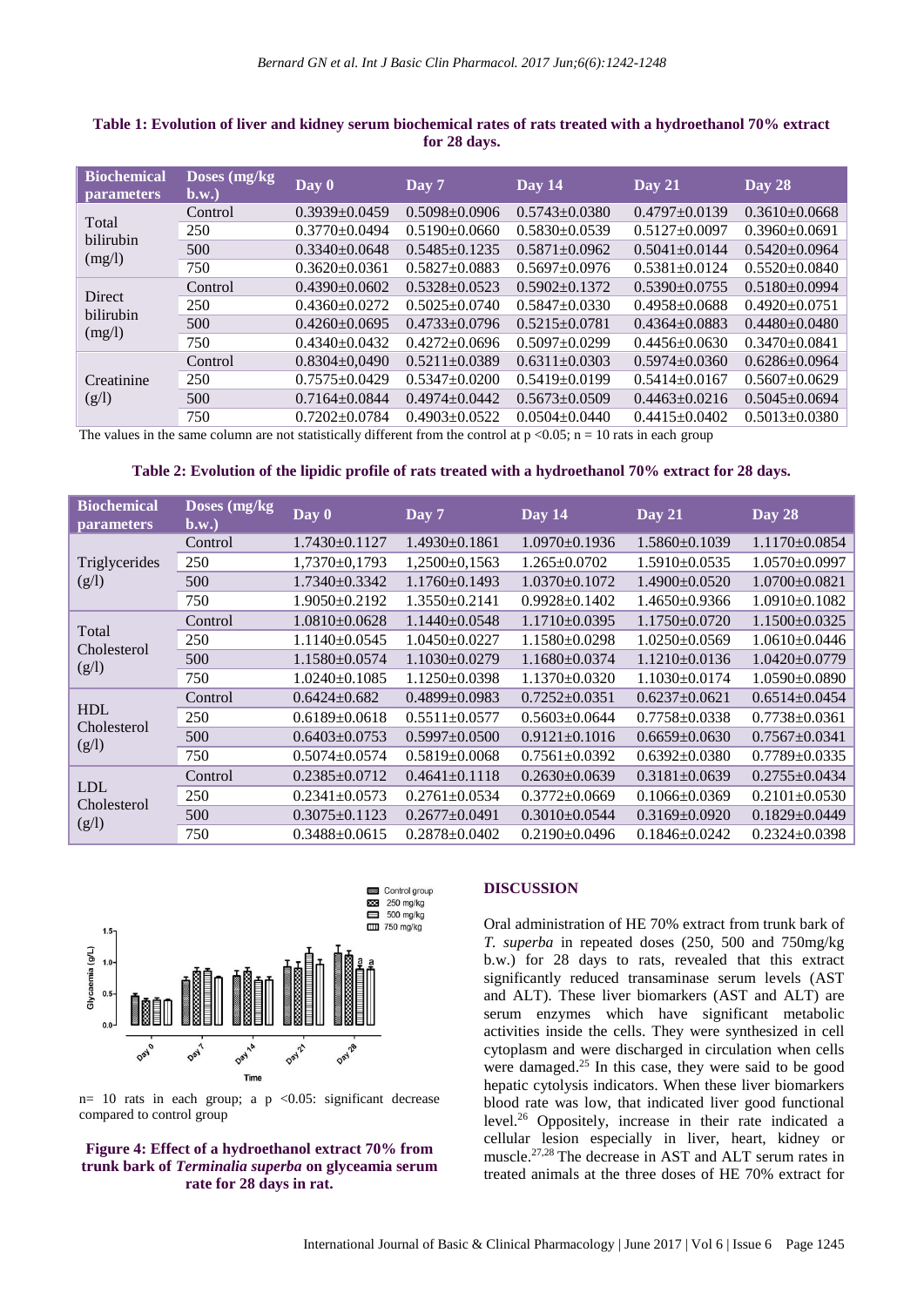**Table 1: Evolution of liver and kidney serum biochemical rates of rats treated with a hydroethanol 70% extract for 28 days.**

| Biochemical parameters | Doses (mg/kg b.w.) | Day 0 | Day 7 | Day 14 | Day 21 | Day 28 |
|---|---|---|---|---|---|---|
| Total bilirubin (mg/l) | Control | 0.3939±0.0459 | 0.5098±0.0906 | 0.5743±0.0380 | 0.4797±0.0139 | 0.3610±0.0668 |
| | 250 | 0.3770±0.0494 | 0.5190±0.0660 | 0.5830±0.0539 | 0.5127±0.0097 | 0.3960±0.0691 |
| | 500 | 0.3340±0.0648 | 0.5485±0.1235 | 0.5871±0.0962 | 0.5041±0.0144 | 0.5420±0.0964 |
| | 750 | 0.3620±0.0361 | 0.5827±0.0883 | 0.5697±0.0976 | 0.5381±0.0124 | 0.5520±0.0840 |
| Direct bilirubin (mg/l) | Control | 0.4390±0.0602 | 0.5328±0.0523 | 0.5902±0.1372 | 0.5390±0.0755 | 0.5180±0.0994 |
| | 250 | 0.4360±0.0272 | 0.5025±0.0740 | 0.5847±0.0330 | 0.4958±0.0688 | 0.4920±0.0751 |
| | 500 | 0.4260±0.0695 | 0.4733±0.0796 | 0.5215±0.0781 | 0.4364±0.0883 | 0.4480±0.0480 |
| | 750 | 0.4340±0.0432 | 0.4272±0.0696 | 0.5097±0.0299 | 0.4456±0.0630 | 0.3470±0.0841 |
| Creatinine (g/l) | Control | 0.8304±0,0490 | 0.5211±0.0389 | 0.6311±0.0303 | 0.5974±0.0360 | 0.6286±0.0964 |
| | 250 | 0.7575±0.0429 | 0.5347±0.0200 | 0.5419±0.0199 | 0.5414±0.0167 | 0.5607±0.0629 |
| | 500 | 0.7164±0.0844 | 0.4974±0.0442 | 0.5673±0.0509 | 0.4463±0.0216 | 0.5045±0.0694 |
| | 750 | 0.7202±0.0784 | 0.4903±0.0522 | 0.0504±0.0440 | 0.4415±0.0402 | 0.5013±0.0380 |

The values in the same column are not statistically different from the control at p <0.05; n = 10 rats in each group

**Table 2: Evolution of the lipidic profile of rats treated with a hydroethanol 70% extract for 28 days.**

| Biochemical parameters | Doses (mg/kg b.w.) | Day 0 | Day 7 | Day 14 | Day 21 | Day 28 |
|---|---|---|---|---|---|---|
| Triglycerides (g/l) | Control | 1.7430±0.1127 | 1.4930±0.1861 | 1.0970±0.1936 | 1.5860±0.1039 | 1.1170±0.0854 |
| | 250 | 1,7370±0,1793 | 1,2500±0,1563 | 1.265±0.0702 | 1.5910±0.0535 | 1.0570±0.0997 |
| | 500 | 1.7340±0.3342 | 1.1760±0.1493 | 1.0370±0.1072 | 1.4900±0.0520 | 1.0700±0.0821 |
| | 750 | 1.9050±0.2192 | 1.3550±0.2141 | 0.9928±0.1402 | 1.4650±0.9366 | 1.0910±0.1082 |
| Total Cholesterol (g/l) | Control | 1.0810±0.0628 | 1.1440±0.0548 | 1.1710±0.0395 | 1.1750±0.0720 | 1.1500±0.0325 |
| | 250 | 1.1140±0.0545 | 1.0450±0.0227 | 1.1580±0.0298 | 1.0250±0.0569 | 1.0610±0.0446 |
| | 500 | 1.1580±0.0574 | 1.1030±0.0279 | 1.1680±0.0374 | 1.1210±0.0136 | 1.0420±0.0779 |
| | 750 | 1.0240±0.1085 | 1.1250±0.0398 | 1.1370±0.0320 | 1.1030±0.0174 | 1.0590±0.0890 |
| HDL Cholesterol (g/l) | Control | 0.6424±0.682 | 0.4899±0.0983 | 0.7252±0.0351 | 0.6237±0.0621 | 0.6514±0.0454 |
| | 250 | 0.6189±0.0618 | 0.5511±0.0577 | 0.5603±0.0644 | 0.7758±0.0338 | 0.7738±0.0361 |
| | 500 | 0.6403±0.0753 | 0.5997±0.0500 | 0.9121±0.1016 | 0.6659±0.0630 | 0.7567±0.0341 |
| | 750 | 0.5074±0.0574 | 0.5819±0.0068 | 0.7561±0.0392 | 0.6392±0.0380 | 0.7789±0.0335 |
| LDL Cholesterol (g/l) | Control | 0.2385±0.0712 | 0.4641±0.1118 | 0.2630±0.0639 | 0.3181±0.0639 | 0.2755±0.0434 |
| | 250 | 0.2341±0.0573 | 0.2761±0.0534 | 0.3772±0.0669 | 0.1066±0.0369 | 0.2101±0.0530 |
| | 500 | 0.3075±0.1123 | 0.2677±0.0491 | 0.3010±0.0544 | 0.3169±0.0920 | 0.1829±0.0449 |
| | 750 | 0.3488±0.0615 | 0.2878±0.0402 | 0.2190±0.0496 | 0.1846±0.0242 | 0.2324±0.0398 |

n= 10 rats in each group; a p <0.05: significant decrease compared to control group

**Figure 4: Effect of a hydroethanol extract 70% from trunk bark of *Terminalia superba* on glyceamia serum rate for 28 days in rat.**

## DISCUSSION

Oral administration of HE 70% extract from trunk bark of *T. superba* in repeated doses (250, 500 and 750mg/kg b.w.) for 28 days to rats, revealed that this extract significantly reduced transaminase serum levels (AST and ALT). These liver biomarkers (AST and ALT) are serum enzymes which have significant metabolic activities inside the cells. They were synthesized in cell cytoplasm and were discharged in circulation when cells were damaged.[25] In this case, they were said to be good hepatic cytolysis indicators. When these liver biomarkers blood rate was low, that indicated liver good functional level.[26] Oppositely, increase in their rate indicated a cellular lesion especially in liver, heart, kidney or muscle.[27,28] The decrease in AST and ALT serum rates in treated animals at the three doses of HE 70% extract for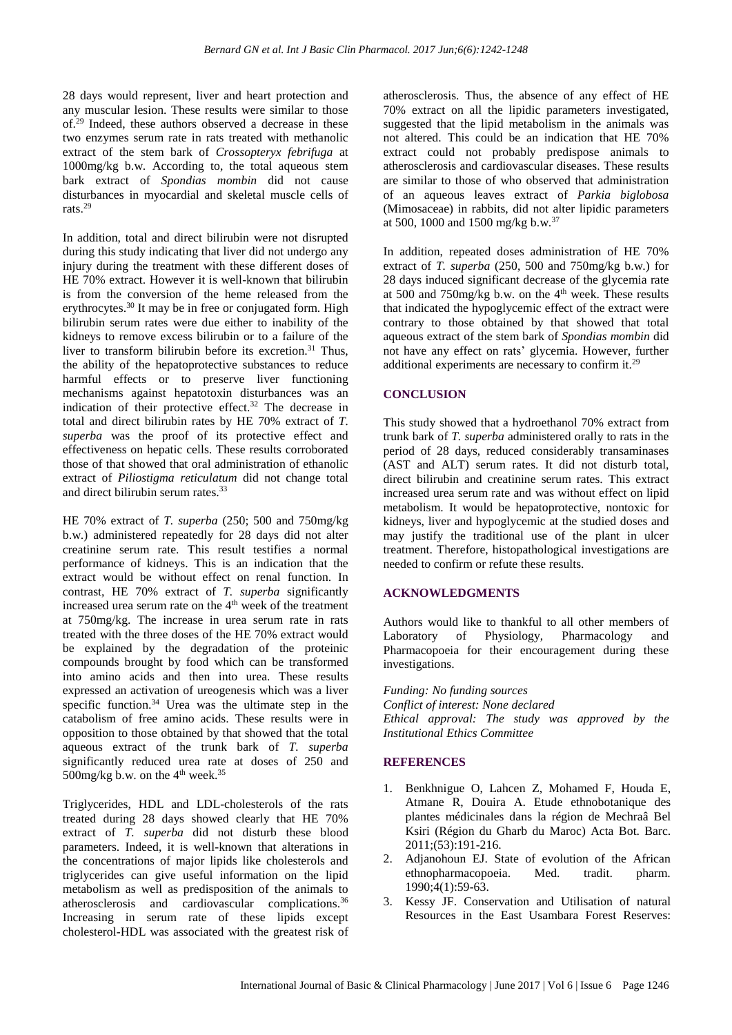28 days would represent, liver and heart protection and any muscular lesion. These results were similar to those of.[29] Indeed, these authors observed a decrease in these two enzymes serum rate in rats treated with methanolic extract of the stem bark of *Crossopteryx febrifuga* at 1000mg/kg b.w. According to, the total aqueous stem bark extract of *Spondias mombin* did not cause disturbances in myocardial and skeletal muscle cells of rats.[29]

In addition, total and direct bilirubin were not disrupted during this study indicating that liver did not undergo any injury during the treatment with these different doses of HE 70% extract. However it is well-known that bilirubin is from the conversion of the heme released from the erythrocytes.[30] It may be in free or conjugated form. High bilirubin serum rates were due either to inability of the kidneys to remove excess bilirubin or to a failure of the liver to transform bilirubin before its excretion.[31] Thus, the ability of the hepatoprotective substances to reduce harmful effects or to preserve liver functioning mechanisms against hepatotoxin disturbances was an indication of their protective effect.[32] The decrease in total and direct bilirubin rates by HE 70% extract of *T. superba* was the proof of its protective effect and effectiveness on hepatic cells. These results corroborated those of that showed that oral administration of ethanolic extract of *Piliostigma reticulatum* did not change total and direct bilirubin serum rates.[33]

HE 70% extract of *T. superba* (250; 500 and 750mg/kg b.w.) administered repeatedly for 28 days did not alter creatinine serum rate. This result testifies a normal performance of kidneys. This is an indication that the extract would be without effect on renal function. In contrast, HE 70% extract of *T. superba* significantly increased urea serum rate on the 4th week of the treatment at 750mg/kg. The increase in urea serum rate in rats treated with the three doses of the HE 70% extract would be explained by the degradation of the proteinic compounds brought by food which can be transformed into amino acids and then into urea. These results expressed an activation of ureogenesis which was a liver specific function.[34] Urea was the ultimate step in the catabolism of free amino acids. These results were in opposition to those obtained by that showed that the total aqueous extract of the trunk bark of *T. superba* significantly reduced urea rate at doses of 250 and 500mg/kg b.w. on the 4th week.[35]

Triglycerides, HDL and LDL-cholesterols of the rats treated during 28 days showed clearly that HE 70% extract of *T. superba* did not disturb these blood parameters. Indeed, it is well-known that alterations in the concentrations of major lipids like cholesterols and triglycerides can give useful information on the lipid metabolism as well as predisposition of the animals to atherosclerosis and cardiovascular complications.[36] Increasing in serum rate of these lipids except cholesterol-HDL was associated with the greatest risk of atherosclerosis. Thus, the absence of any effect of HE 70% extract on all the lipidic parameters investigated, suggested that the lipid metabolism in the animals was not altered. This could be an indication that HE 70% extract could not probably predispose animals to atherosclerosis and cardiovascular diseases. These results are similar to those of who observed that administration of an aqueous leaves extract of *Parkia biglobosa* (Mimosaceae) in rabbits, did not alter lipidic parameters at 500, 1000 and 1500 mg/kg b.w.[37]

In addition, repeated doses administration of HE 70% extract of *T. superba* (250, 500 and 750mg/kg b.w.) for 28 days induced significant decrease of the glycemia rate at 500 and 750mg/kg b.w. on the 4th week. These results that indicated the hypoglycemic effect of the extract were contrary to those obtained by that showed that total aqueous extract of the stem bark of *Spondias mombin* did not have any effect on rats' glycemia. However, further additional experiments are necessary to confirm it.[29]

## CONCLUSION

This study showed that a hydroethanol 70% extract from trunk bark of *T. superba* administered orally to rats in the period of 28 days, reduced considerably transaminases (AST and ALT) serum rates. It did not disturb total, direct bilirubin and creatinine serum rates. This extract increased urea serum rate and was without effect on lipid metabolism. It would be hepatoprotective, nontoxic for kidneys, liver and hypoglycemic at the studied doses and may justify the traditional use of the plant in ulcer treatment. Therefore, histopathological investigations are needed to confirm or refute these results.

## ACKNOWLEDGMENTS

Authors would like to thankful to all other members of Laboratory of Physiology, Pharmacology and Pharmacopoeia for their encouragement during these investigations.

*Funding: No funding sources*
*Conflict of interest: None declared*
*Ethical approval: The study was approved by the Institutional Ethics Committee*

## REFERENCES

1. Benkhnigue O, Lahcen Z, Mohamed F, Houda E, Atmane R, Douira A. Etude ethnobotanique des plantes médicinales dans la région de Mechraâ Bel Ksiri (Région du Gharb du Maroc) Acta Bot. Barc. 2011;(53):191-216.
2. Adjanohoun EJ. State of evolution of the African ethnopharmacopoeia. Med. tradit. pharm. 1990;4(1):59-63.
3. Kessy JF. Conservation and Utilisation of natural Resources in the East Usambara Forest Reserves: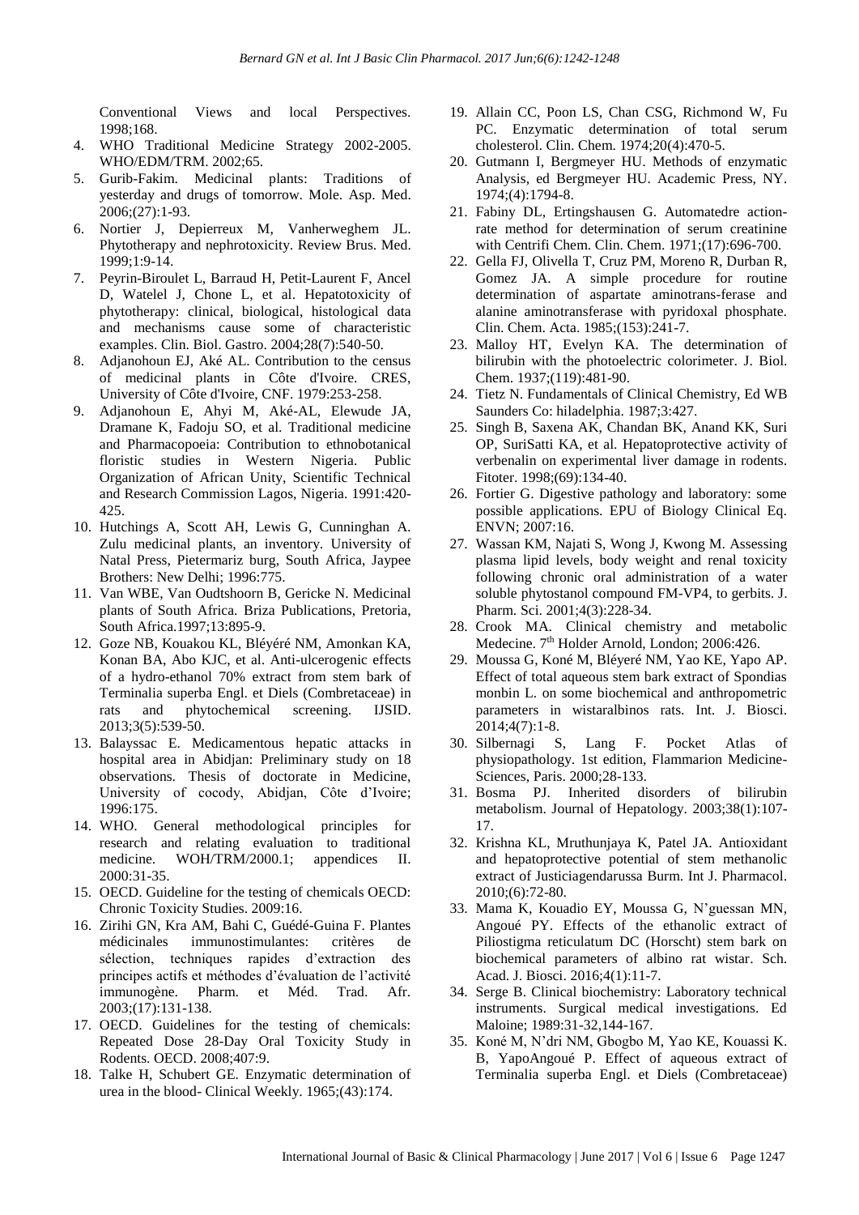Conventional Views and local Perspectives. 1998;168.

4. WHO Traditional Medicine Strategy 2002-2005. WHO/EDM/TRM. 2002;65.
5. Gurib-Fakim. Medicinal plants: Traditions of yesterday and drugs of tomorrow. Mole. Asp. Med. 2006;(27):1-93.
6. Nortier J, Depierreux M, Vanherweghem JL. Phytotherapy and nephrotoxicity. Review Brus. Med. 1999;1:9-14.
7. Peyrin-Biroulet L, Barraud H, Petit-Laurent F, Ancel D, Watelel J, Chone L, et al. Hepatotoxicity of phytotherapy: clinical, biological, histological data and mechanisms cause some of characteristic examples. Clin. Biol. Gastro. 2004;28(7):540-50.
8. Adjanohoun EJ, Aké AL. Contribution to the census of medicinal plants in Côte d'Ivoire. CRES, University of Côte d'Ivoire, CNF. 1979:253-258.
9. Adjanohoun E, Ahyi M, Aké-AL, Elewude JA, Dramane K, Fadoju SO, et al. Traditional medicine and Pharmacopoeia: Contribution to ethnobotanical floristic studies in Western Nigeria. Public Organization of African Unity, Scientific Technical and Research Commission Lagos, Nigeria. 1991:420-425.
10. Hutchings A, Scott AH, Lewis G, Cunninghan A. Zulu medicinal plants, an inventory. University of Natal Press, Pietermariz burg, South Africa, Jaypee Brothers: New Delhi; 1996:775.
11. Van WBE, Van Oudtshoorn B, Gericke N. Medicinal plants of South Africa. Briza Publications, Pretoria, South Africa.1997;13:895-9.
12. Goze NB, Kouakou KL, Bléyéré NM, Amonkan KA, Konan BA, Abo KJC, et al. Anti-ulcerogenic effects of a hydro-ethanol 70% extract from stem bark of Terminalia superba Engl. et Diels (Combretaceae) in rats and phytochemical screening. IJSID. 2013;3(5):539-50.
13. Balayssac E. Medicamentous hepatic attacks in hospital area in Abidjan: Preliminary study on 18 observations. Thesis of doctorate in Medicine, University of cocody, Abidjan, Côte d'Ivoire; 1996:175.
14. WHO. General methodological principles for research and relating evaluation to traditional medicine. WOH/TRM/2000.1; appendices II. 2000:31-35.
15. OECD. Guideline for the testing of chemicals OECD: Chronic Toxicity Studies. 2009:16.
16. Zirihi GN, Kra AM, Bahi C, Guédé-Guina F. Plantes médicinales immunostimulantes: critères de sélection, techniques rapides d'extraction des principes actifs et méthodes d'évaluation de l'activité immunogène. Pharm. et Méd. Trad. Afr. 2003;(17):131-138.
17. OECD. Guidelines for the testing of chemicals: Repeated Dose 28-Day Oral Toxicity Study in Rodents. OECD. 2008;407:9.
18. Talke H, Schubert GE. Enzymatic determination of urea in the blood- Clinical Weekly. 1965;(43):174.
19. Allain CC, Poon LS, Chan CSG, Richmond W, Fu PC. Enzymatic determination of total serum cholesterol. Clin. Chem. 1974;20(4):470-5.
20. Gutmann I, Bergmeyer HU. Methods of enzymatic Analysis, ed Bergmeyer HU. Academic Press, NY. 1974;(4):1794-8.
21. Fabiny DL, Ertingshausen G. Automatedre action-rate method for determination of serum creatinine with Centrifi Chem. Clin. Chem. 1971;(17):696-700.
22. Gella FJ, Olivella T, Cruz PM, Moreno R, Durban R, Gomez JA. A simple procedure for routine determination of aspartate aminotrans-ferase and alanine aminotransferase with pyridoxal phosphate. Clin. Chem. Acta. 1985;(153):241-7.
23. Malloy HT, Evelyn KA. The determination of bilirubin with the photoelectric colorimeter. J. Biol. Chem. 1937;(119):481-90.
24. Tietz N. Fundamentals of Clinical Chemistry, Ed WB Saunders Co: hiladelphia. 1987;3:427.
25. Singh B, Saxena AK, Chandan BK, Anand KK, Suri OP, SuriSatti KA, et al. Hepatoprotective activity of verbenalin on experimental liver damage in rodents. Fitoter. 1998;(69):134-40.
26. Fortier G. Digestive pathology and laboratory: some possible applications. EPU of Biology Clinical Eq. ENVN; 2007:16.
27. Wassan KM, Najati S, Wong J, Kwong M. Assessing plasma lipid levels, body weight and renal toxicity following chronic oral administration of a water soluble phytostanol compound FM-VP4, to gerbits. J. Pharm. Sci. 2001;4(3):228-34.
28. Crook MA. Clinical chemistry and metabolic Medecine. 7th Holder Arnold, London; 2006:426.
29. Moussa G, Koné M, Bléyeré NM, Yao KE, Yapo AP. Effect of total aqueous stem bark extract of Spondias monbin L. on some biochemical and anthropometric parameters in wistaralbinos rats. Int. J. Biosci. 2014;4(7):1-8.
30. Silbernagi S, Lang F. Pocket Atlas of physiopathology. 1st edition, Flammarion Medicine-Sciences, Paris. 2000;28-133.
31. Bosma PJ. Inherited disorders of bilirubin metabolism. Journal of Hepatology. 2003;38(1):107-17.
32. Krishna KL, Mruthunjaya K, Patel JA. Antioxidant and hepatoprotective potential of stem methanolic extract of Justiciagendarussa Burm. Int J. Pharmacol. 2010;(6):72-80.
33. Mama K, Kouadio EY, Moussa G, N'guessan MN, Angoué PY. Effects of the ethanolic extract of Piliostigma reticulatum DC (Horscht) stem bark on biochemical parameters of albino rat wistar. Sch. Acad. J. Biosci. 2016;4(1):11-7.
34. Serge B. Clinical biochemistry: Laboratory technical instruments. Surgical medical investigations. Ed Maloine; 1989:31-32,144-167.
35. Koné M, N'dri NM, Gbogbo M, Yao KE, Kouassi K. B, YapoAngoué P. Effect of aqueous extract of Terminalia superba Engl. et Diels (Combretaceae)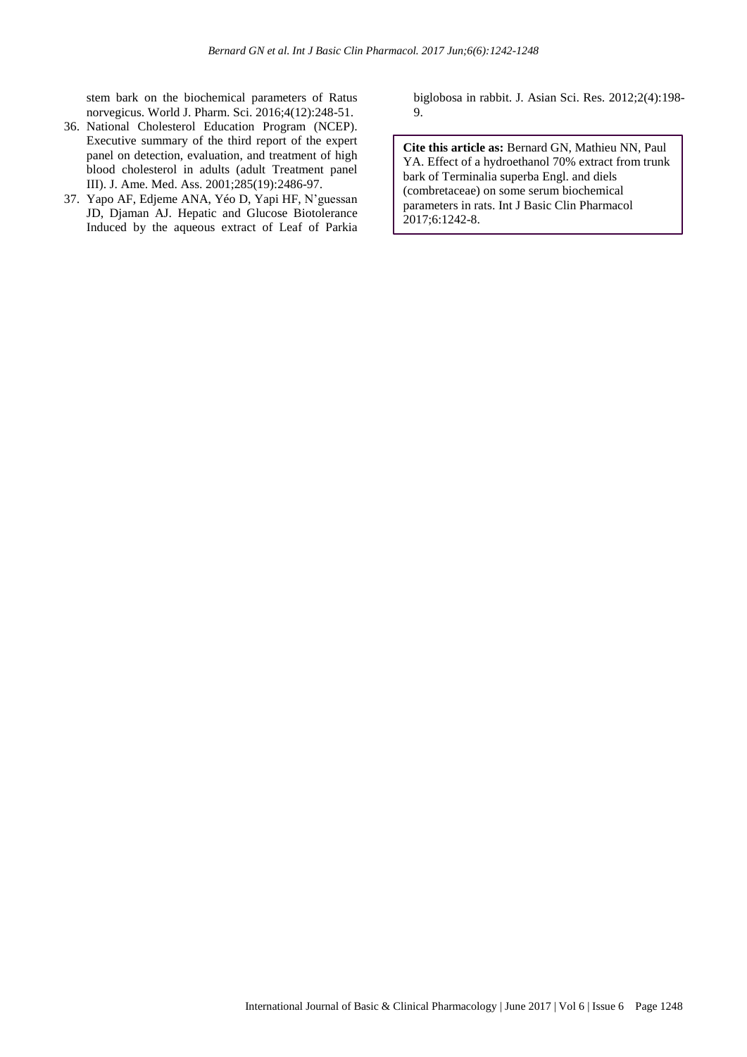stem bark on the biochemical parameters of Ratus norvegicus. World J. Pharm. Sci. 2016;4(12):248-51.

36. National Cholesterol Education Program (NCEP). Executive summary of the third report of the expert panel on detection, evaluation, and treatment of high blood cholesterol in adults (adult Treatment panel III). J. Ame. Med. Ass. 2001;285(19):2486-97.
37. Yapo AF, Edjeme ANA, Yéo D, Yapi HF, N'guessan JD, Djaman AJ. Hepatic and Glucose Biotolerance Induced by the aqueous extract of Leaf of Parkia biglobosa in rabbit. J. Asian Sci. Res. 2012;2(4):198-9.

**Cite this article as:** Bernard GN, Mathieu NN, Paul YA. Effect of a hydroethanol 70% extract from trunk bark of Terminalia superba Engl. and diels (combretaceae) on some serum biochemical parameters in rats. Int J Basic Clin Pharmacol 2017;6:1242-8.